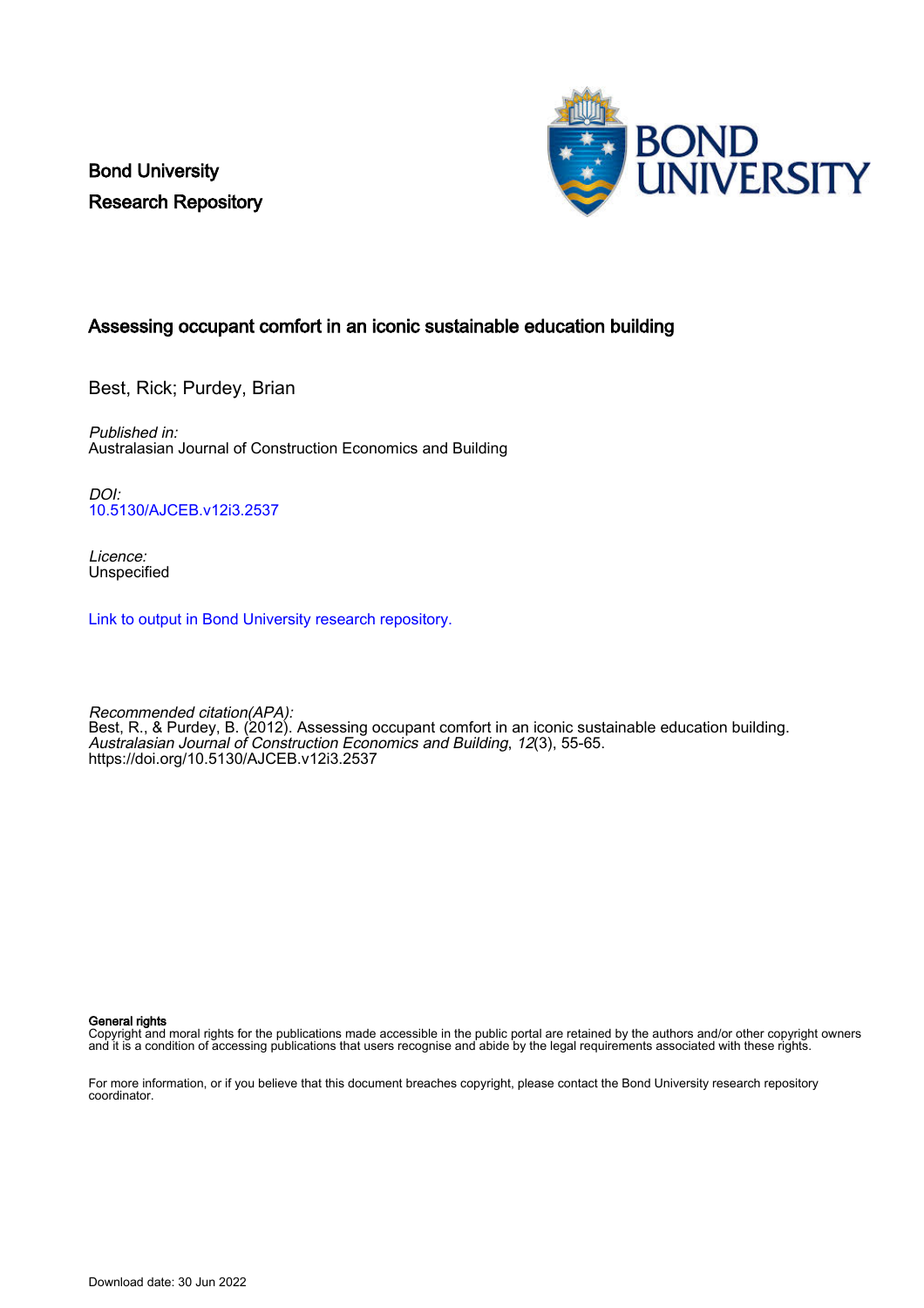Bond University
Research Repository

# Assessing occupant comfort in an iconic sustainable education building

Best, Rick; Purdey, Brian

*Published in:*
Australasian Journal of Construction Economics and Building

*DOI:*
10.5130/AJCEB.v12i3.2537

*Licence:*
Unspecified

Link to output in Bond University research repository.

*Recommended citation(APA):*
Best, R., & Purdey, B. (2012). Assessing occupant comfort in an iconic sustainable education building. *Australasian Journal of Construction Economics and Building*, *12*(3), 55-65. https://doi.org/10.5130/AJCEB.v12i3.2537

**General rights**
Copyright and moral rights for the publications made accessible in the public portal are retained by the authors and/or other copyright owners and it is a condition of accessing publications that users recognise and abide by the legal requirements associated with these rights.

For more information, or if you believe that this document breaches copyright, please contact the Bond University research repository coordinator.

Download date: 30 Jun 2022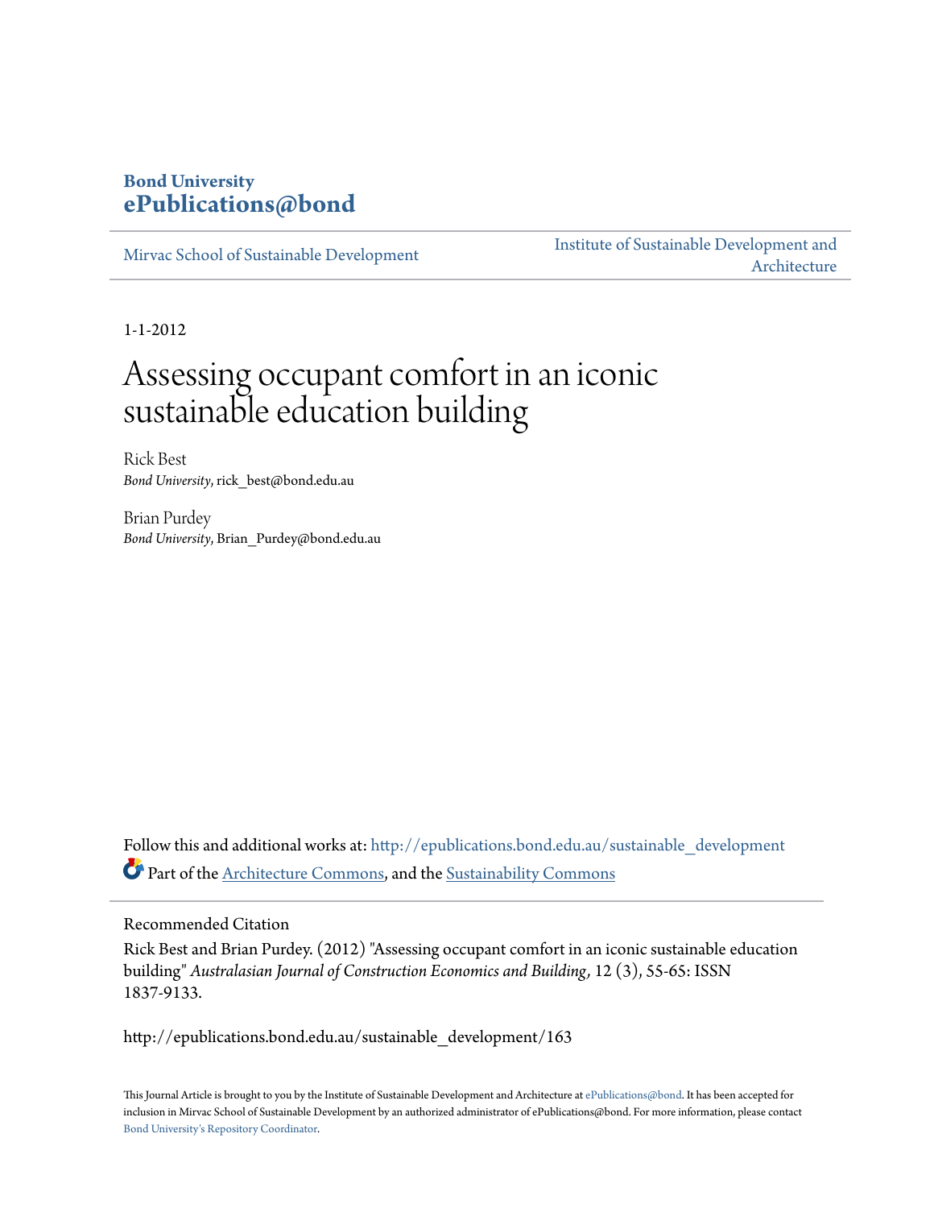Bond University
ePublications@bond

Mirvac School of Sustainable Development

Institute of Sustainable Development and Architecture

1-1-2012

# Assessing occupant comfort in an iconic sustainable education building

Rick Best
*Bond University*, rick_best@bond.edu.au

Brian Purdey
*Bond University*, Brian_Purdey@bond.edu.au

Follow this and additional works at: http://epublications.bond.edu.au/sustainable_development

Part of the Architecture Commons, and the Sustainability Commons

Recommended Citation

Rick Best and Brian Purdey. (2012) "Assessing occupant comfort in an iconic sustainable education building" *Australasian Journal of Construction Economics and Building*, 12 (3), 55-65: ISSN 1837-9133.

http://epublications.bond.edu.au/sustainable_development/163

This Journal Article is brought to you by the Institute of Sustainable Development and Architecture at ePublications@bond. It has been accepted for inclusion in Mirvac School of Sustainable Development by an authorized administrator of ePublications@bond. For more information, please contact Bond University's Repository Coordinator.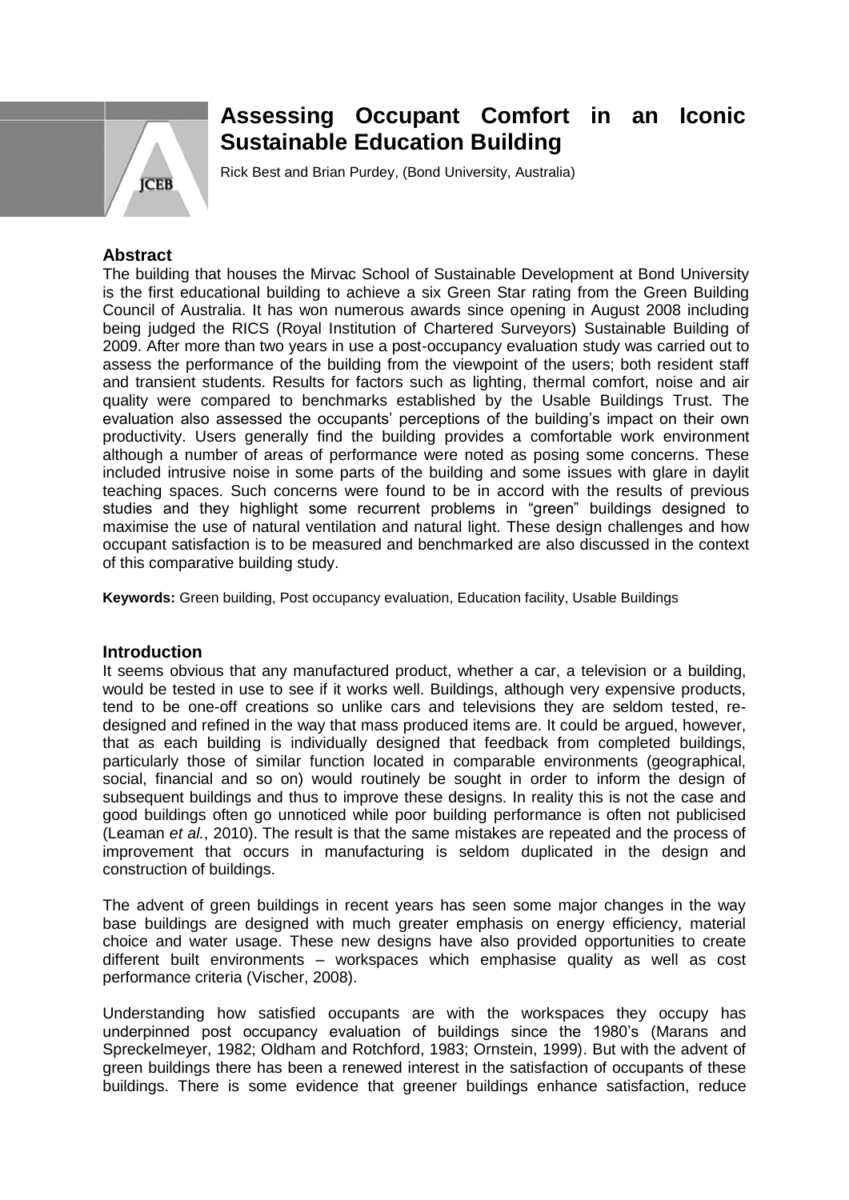# Assessing Occupant Comfort in an Iconic Sustainable Education Building

Rick Best and Brian Purdey, (Bond University, Australia)

## Abstract

The building that houses the Mirvac School of Sustainable Development at Bond University is the first educational building to achieve a six Green Star rating from the Green Building Council of Australia. It has won numerous awards since opening in August 2008 including being judged the RICS (Royal Institution of Chartered Surveyors) Sustainable Building of 2009. After more than two years in use a post-occupancy evaluation study was carried out to assess the performance of the building from the viewpoint of the users; both resident staff and transient students. Results for factors such as lighting, thermal comfort, noise and air quality were compared to benchmarks established by the Usable Buildings Trust. The evaluation also assessed the occupants' perceptions of the building's impact on their own productivity. Users generally find the building provides a comfortable work environment although a number of areas of performance were noted as posing some concerns. These included intrusive noise in some parts of the building and some issues with glare in daylit teaching spaces. Such concerns were found to be in accord with the results of previous studies and they highlight some recurrent problems in "green" buildings designed to maximise the use of natural ventilation and natural light. These design challenges and how occupant satisfaction is to be measured and benchmarked are also discussed in the context of this comparative building study.

**Keywords:** Green building, Post occupancy evaluation, Education facility, Usable Buildings

## Introduction

It seems obvious that any manufactured product, whether a car, a television or a building, would be tested in use to see if it works well. Buildings, although very expensive products, tend to be one-off creations so unlike cars and televisions they are seldom tested, re-designed and refined in the way that mass produced items are. It could be argued, however, that as each building is individually designed that feedback from completed buildings, particularly those of similar function located in comparable environments (geographical, social, financial and so on) would routinely be sought in order to inform the design of subsequent buildings and thus to improve these designs. In reality this is not the case and good buildings often go unnoticed while poor building performance is often not publicised (Leaman *et al.*, 2010). The result is that the same mistakes are repeated and the process of improvement that occurs in manufacturing is seldom duplicated in the design and construction of buildings.

The advent of green buildings in recent years has seen some major changes in the way base buildings are designed with much greater emphasis on energy efficiency, material choice and water usage. These new designs have also provided opportunities to create different built environments – workspaces which emphasise quality as well as cost performance criteria (Vischer, 2008).

Understanding how satisfied occupants are with the workspaces they occupy has underpinned post occupancy evaluation of buildings since the 1980's (Marans and Spreckelmeyer, 1982; Oldham and Rotchford, 1983; Ornstein, 1999). But with the advent of green buildings there has been a renewed interest in the satisfaction of occupants of these buildings. There is some evidence that greener buildings enhance satisfaction, reduce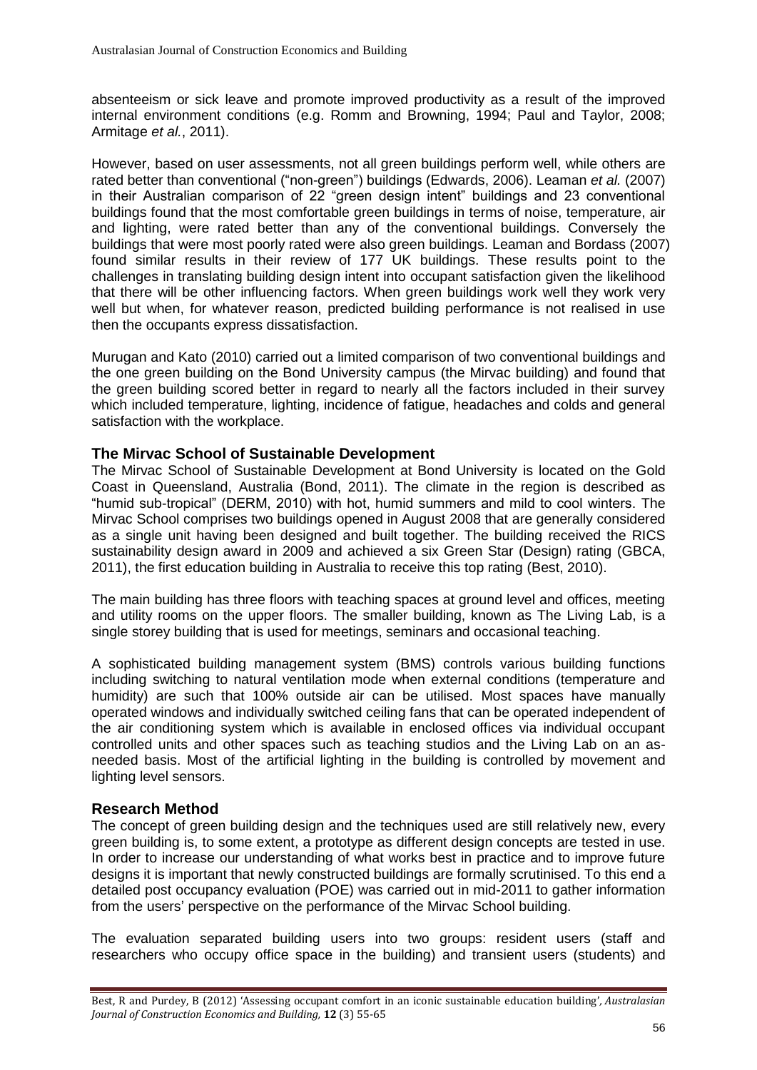absenteeism or sick leave and promote improved productivity as a result of the improved internal environment conditions (e.g. Romm and Browning, 1994; Paul and Taylor, 2008; Armitage *et al.*, 2011).

However, based on user assessments, not all green buildings perform well, while others are rated better than conventional ("non-green") buildings (Edwards, 2006). Leaman *et al.* (2007) in their Australian comparison of 22 "green design intent" buildings and 23 conventional buildings found that the most comfortable green buildings in terms of noise, temperature, air and lighting, were rated better than any of the conventional buildings. Conversely the buildings that were most poorly rated were also green buildings. Leaman and Bordass (2007) found similar results in their review of 177 UK buildings. These results point to the challenges in translating building design intent into occupant satisfaction given the likelihood that there will be other influencing factors. When green buildings work well they work very well but when, for whatever reason, predicted building performance is not realised in use then the occupants express dissatisfaction.

Murugan and Kato (2010) carried out a limited comparison of two conventional buildings and the one green building on the Bond University campus (the Mirvac building) and found that the green building scored better in regard to nearly all the factors included in their survey which included temperature, lighting, incidence of fatigue, headaches and colds and general satisfaction with the workplace.

## The Mirvac School of Sustainable Development

The Mirvac School of Sustainable Development at Bond University is located on the Gold Coast in Queensland, Australia (Bond, 2011). The climate in the region is described as "humid sub-tropical" (DERM, 2010) with hot, humid summers and mild to cool winters. The Mirvac School comprises two buildings opened in August 2008 that are generally considered as a single unit having been designed and built together. The building received the RICS sustainability design award in 2009 and achieved a six Green Star (Design) rating (GBCA, 2011), the first education building in Australia to receive this top rating (Best, 2010).

The main building has three floors with teaching spaces at ground level and offices, meeting and utility rooms on the upper floors. The smaller building, known as The Living Lab, is a single storey building that is used for meetings, seminars and occasional teaching.

A sophisticated building management system (BMS) controls various building functions including switching to natural ventilation mode when external conditions (temperature and humidity) are such that 100% outside air can be utilised. Most spaces have manually operated windows and individually switched ceiling fans that can be operated independent of the air conditioning system which is available in enclosed offices via individual occupant controlled units and other spaces such as teaching studios and the Living Lab on an as-needed basis. Most of the artificial lighting in the building is controlled by movement and lighting level sensors.

## Research Method

The concept of green building design and the techniques used are still relatively new, every green building is, to some extent, a prototype as different design concepts are tested in use. In order to increase our understanding of what works best in practice and to improve future designs it is important that newly constructed buildings are formally scrutinised. To this end a detailed post occupancy evaluation (POE) was carried out in mid-2011 to gather information from the users' perspective on the performance of the Mirvac School building.

The evaluation separated building users into two groups: resident users (staff and researchers who occupy office space in the building) and transient users (students) and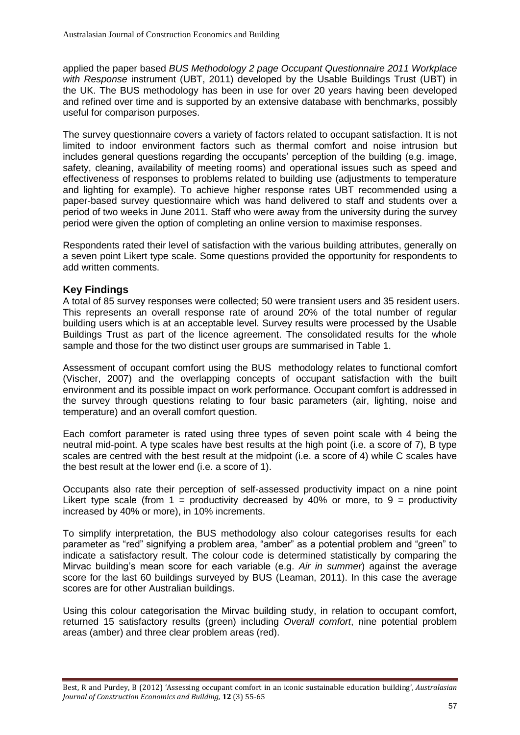applied the paper based *BUS Methodology 2 page Occupant Questionnaire 2011 Workplace with Response* instrument (UBT, 2011) developed by the Usable Buildings Trust (UBT) in the UK. The BUS methodology has been in use for over 20 years having been developed and refined over time and is supported by an extensive database with benchmarks, possibly useful for comparison purposes.

The survey questionnaire covers a variety of factors related to occupant satisfaction. It is not limited to indoor environment factors such as thermal comfort and noise intrusion but includes general questions regarding the occupants' perception of the building (e.g. image, safety, cleaning, availability of meeting rooms) and operational issues such as speed and effectiveness of responses to problems related to building use (adjustments to temperature and lighting for example). To achieve higher response rates UBT recommended using a paper-based survey questionnaire which was hand delivered to staff and students over a period of two weeks in June 2011. Staff who were away from the university during the survey period were given the option of completing an online version to maximise responses.

Respondents rated their level of satisfaction with the various building attributes, generally on a seven point Likert type scale. Some questions provided the opportunity for respondents to add written comments.

## Key Findings

A total of 85 survey responses were collected; 50 were transient users and 35 resident users. This represents an overall response rate of around 20% of the total number of regular building users which is at an acceptable level. Survey results were processed by the Usable Buildings Trust as part of the licence agreement. The consolidated results for the whole sample and those for the two distinct user groups are summarised in Table 1.

Assessment of occupant comfort using the BUS methodology relates to functional comfort (Vischer, 2007) and the overlapping concepts of occupant satisfaction with the built environment and its possible impact on work performance. Occupant comfort is addressed in the survey through questions relating to four basic parameters (air, lighting, noise and temperature) and an overall comfort question.

Each comfort parameter is rated using three types of seven point scale with 4 being the neutral mid-point. A type scales have best results at the high point (i.e. a score of 7), B type scales are centred with the best result at the midpoint (i.e. a score of 4) while C scales have the best result at the lower end (i.e. a score of 1).

Occupants also rate their perception of self-assessed productivity impact on a nine point Likert type scale (from 1 = productivity decreased by 40% or more, to 9 = productivity increased by 40% or more), in 10% increments.

To simplify interpretation, the BUS methodology also colour categorises results for each parameter as "red" signifying a problem area, "amber" as a potential problem and "green" to indicate a satisfactory result. The colour code is determined statistically by comparing the Mirvac building's mean score for each variable (e.g. *Air in summer*) against the average score for the last 60 buildings surveyed by BUS (Leaman, 2011). In this case the average scores are for other Australian buildings.

Using this colour categorisation the Mirvac building study, in relation to occupant comfort, returned 15 satisfactory results (green) including *Overall comfort*, nine potential problem areas (amber) and three clear problem areas (red).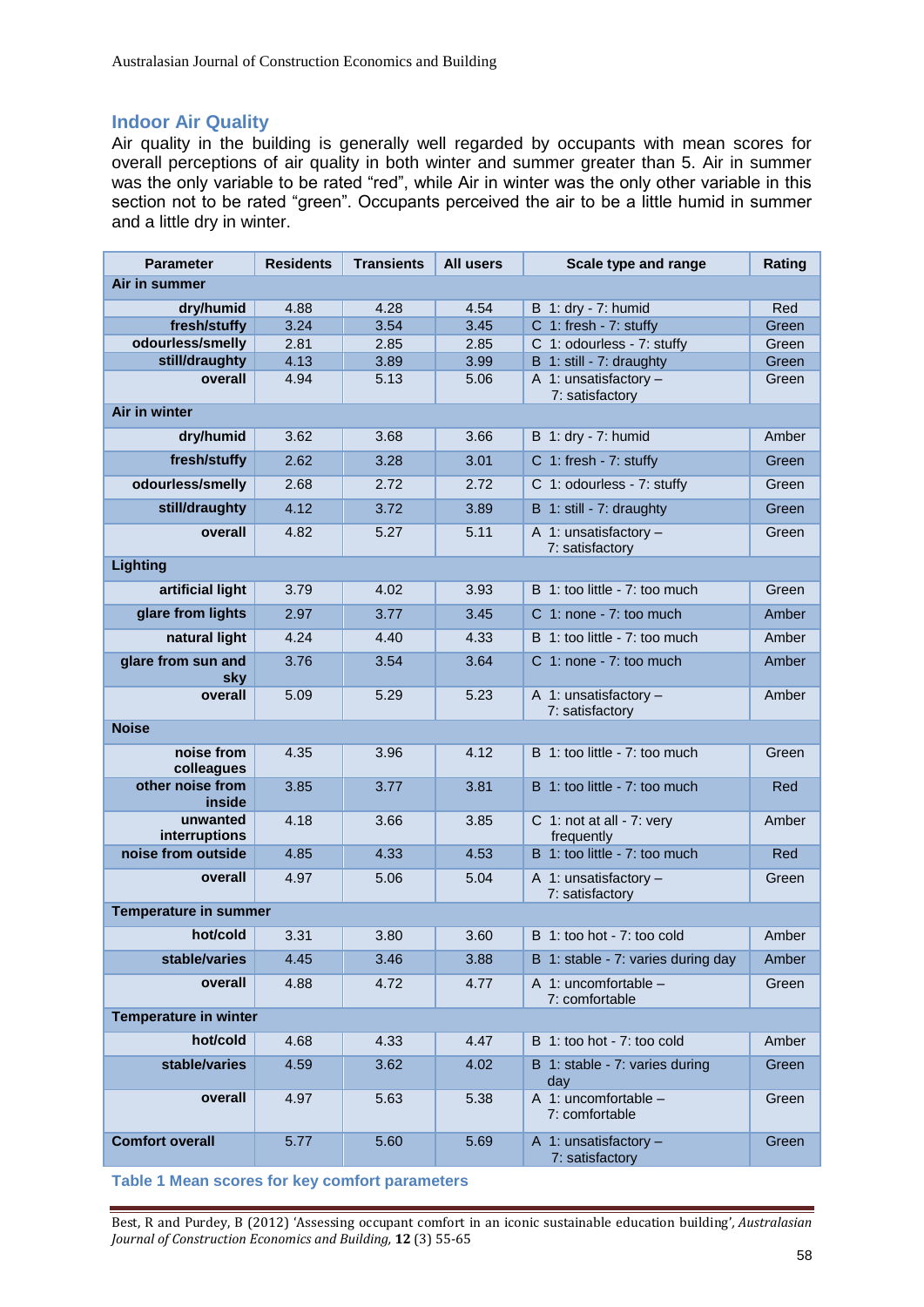## Indoor Air Quality

Air quality in the building is generally well regarded by occupants with mean scores for overall perceptions of air quality in both winter and summer greater than 5. Air in summer was the only variable to be rated "red", while Air in winter was the only other variable in this section not to be rated "green". Occupants perceived the air to be a little humid in summer and a little dry in winter.

| Parameter | Residents | Transients | All users | Scale type and range | Rating |
|---|---|---|---|---|---|
| **Air in summer** | | | | | |
| **dry/humid** | 4.88 | 4.28 | 4.54 | B 1: dry - 7: humid | Red |
| **fresh/stuffy** | 3.24 | 3.54 | 3.45 | C 1: fresh - 7: stuffy | Green |
| **odourless/smelly** | 2.81 | 2.85 | 2.85 | C 1: odourless - 7: stuffy | Green |
| **still/draughty** | 4.13 | 3.89 | 3.99 | B 1: still - 7: draughty | Green |
| **overall** | 4.94 | 5.13 | 5.06 | A 1: unsatisfactory – 7: satisfactory | Green |
| **Air in winter** | | | | | |
| **dry/humid** | 3.62 | 3.68 | 3.66 | B 1: dry - 7: humid | Amber |
| **fresh/stuffy** | 2.62 | 3.28 | 3.01 | C 1: fresh - 7: stuffy | Green |
| **odourless/smelly** | 2.68 | 2.72 | 2.72 | C 1: odourless - 7: stuffy | Green |
| **still/draughty** | 4.12 | 3.72 | 3.89 | B 1: still - 7: draughty | Green |
| **overall** | 4.82 | 5.27 | 5.11 | A 1: unsatisfactory – 7: satisfactory | Green |
| **Lighting** | | | | | |
| **artificial light** | 3.79 | 4.02 | 3.93 | B 1: too little - 7: too much | Green |
| **glare from lights** | 2.97 | 3.77 | 3.45 | C 1: none - 7: too much | Amber |
| **natural light** | 4.24 | 4.40 | 4.33 | B 1: too little - 7: too much | Amber |
| **glare from sun and sky** | 3.76 | 3.54 | 3.64 | C 1: none - 7: too much | Amber |
| **overall** | 5.09 | 5.29 | 5.23 | A 1: unsatisfactory – 7: satisfactory | Amber |
| **Noise** | | | | | |
| **noise from colleagues** | 4.35 | 3.96 | 4.12 | B 1: too little - 7: too much | Green |
| **other noise from inside** | 3.85 | 3.77 | 3.81 | B 1: too little - 7: too much | Red |
| **unwanted interruptions** | 4.18 | 3.66 | 3.85 | C 1: not at all - 7: very frequently | Amber |
| **noise from outside** | 4.85 | 4.33 | 4.53 | B 1: too little - 7: too much | Red |
| **overall** | 4.97 | 5.06 | 5.04 | A 1: unsatisfactory – 7: satisfactory | Green |
| **Temperature in summer** | | | | | |
| **hot/cold** | 3.31 | 3.80 | 3.60 | B 1: too hot - 7: too cold | Amber |
| **stable/varies** | 4.45 | 3.46 | 3.88 | B 1: stable - 7: varies during day | Amber |
| **overall** | 4.88 | 4.72 | 4.77 | A 1: uncomfortable – 7: comfortable | Green |
| **Temperature in winter** | | | | | |
| **hot/cold** | 4.68 | 4.33 | 4.47 | B 1: too hot - 7: too cold | Amber |
| **stable/varies** | 4.59 | 3.62 | 4.02 | B 1: stable - 7: varies during day | Green |
| **overall** | 4.97 | 5.63 | 5.38 | A 1: uncomfortable – 7: comfortable | Green |
| **Comfort overall** | 5.77 | 5.60 | 5.69 | A 1: unsatisfactory – 7: satisfactory | Green |

**Table 1 Mean scores for key comfort parameters**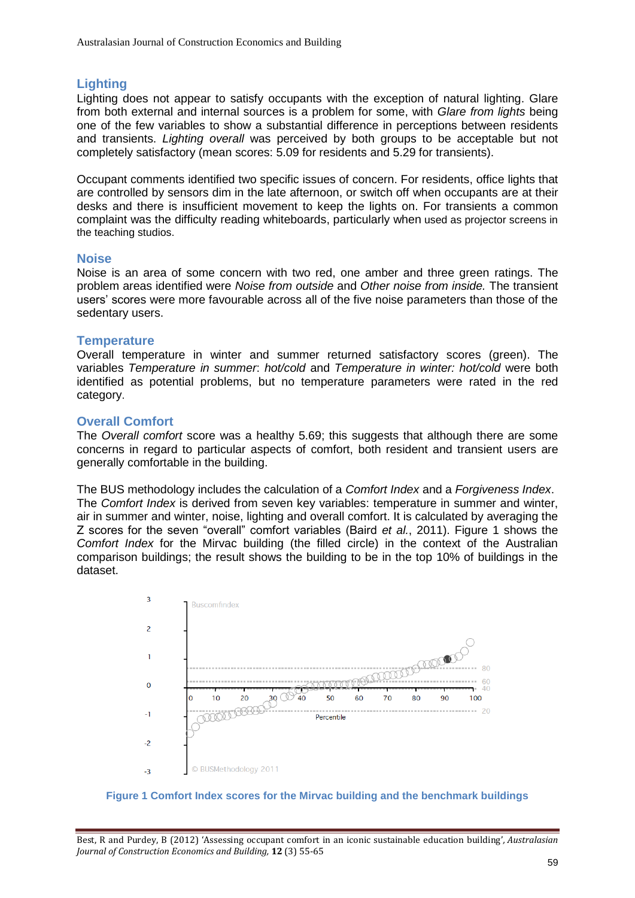## Lighting

Lighting does not appear to satisfy occupants with the exception of natural lighting. Glare from both external and internal sources is a problem for some, with *Glare from lights* being one of the few variables to show a substantial difference in perceptions between residents and transients. *Lighting overall* was perceived by both groups to be acceptable but not completely satisfactory (mean scores: 5.09 for residents and 5.29 for transients).

Occupant comments identified two specific issues of concern. For residents, office lights that are controlled by sensors dim in the late afternoon, or switch off when occupants are at their desks and there is insufficient movement to keep the lights on. For transients a common complaint was the difficulty reading whiteboards, particularly when used as projector screens in the teaching studios.

## Noise

Noise is an area of some concern with two red, one amber and three green ratings. The problem areas identified were *Noise from outside* and *Other noise from inside.* The transient users' scores were more favourable across all of the five noise parameters than those of the sedentary users.

## Temperature

Overall temperature in winter and summer returned satisfactory scores (green). The variables *Temperature in summer*: *hot/cold* and *Temperature in winter: hot/cold* were both identified as potential problems, but no temperature parameters were rated in the red category.

## Overall Comfort

The *Overall comfort* score was a healthy 5.69; this suggests that although there are some concerns in regard to particular aspects of comfort, both resident and transient users are generally comfortable in the building.

The BUS methodology includes the calculation of a *Comfort Index* and a *Forgiveness Index*. The *Comfort Index* is derived from seven key variables: temperature in summer and winter, air in summer and winter, noise, lighting and overall comfort. It is calculated by averaging the Z scores for the seven "overall" comfort variables (Baird *et al.*, 2011). Figure 1 shows the *Comfort Index* for the Mirvac building (the filled circle) in the context of the Australian comparison buildings; the result shows the building to be in the top 10% of buildings in the dataset.

**Figure 1 Comfort Index scores for the Mirvac building and the benchmark buildings**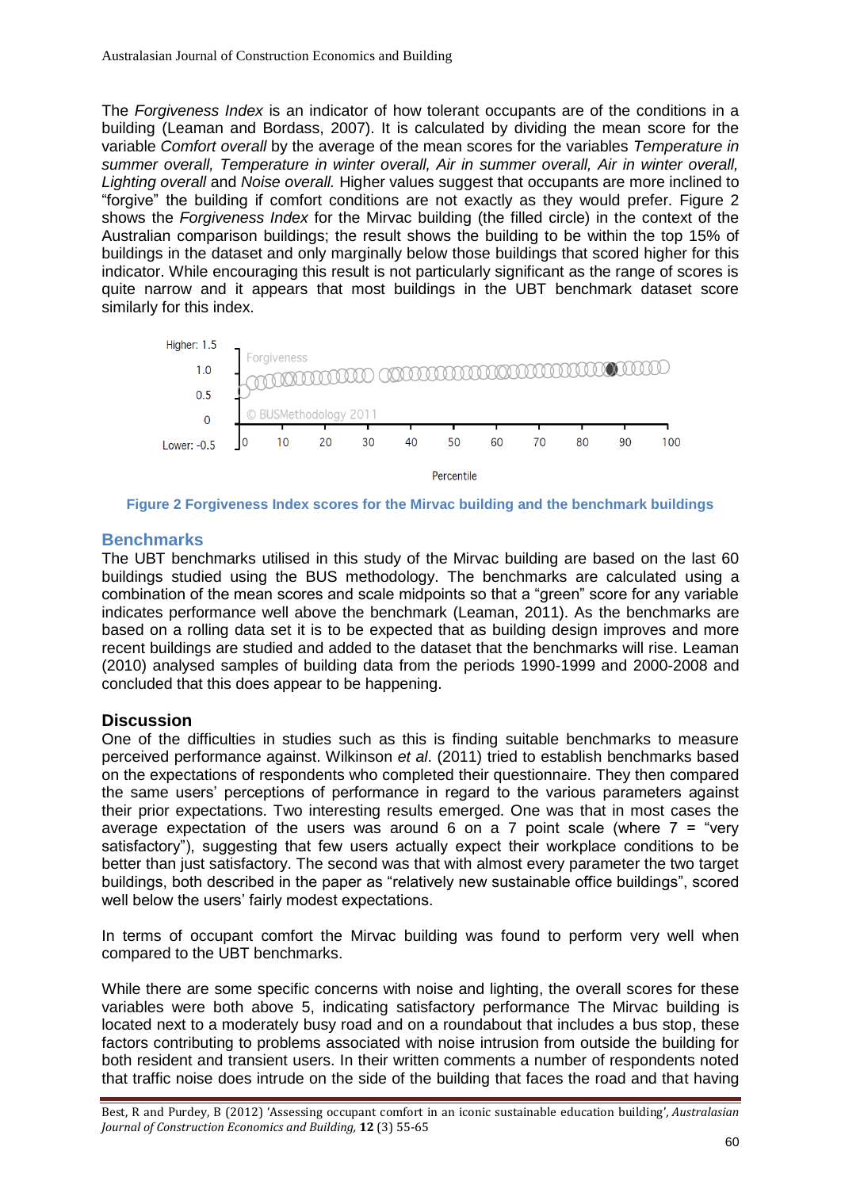The *Forgiveness Index* is an indicator of how tolerant occupants are of the conditions in a building (Leaman and Bordass, 2007). It is calculated by dividing the mean score for the variable *Comfort overall* by the average of the mean scores for the variables *Temperature in summer overall, Temperature in winter overall, Air in summer overall, Air in winter overall, Lighting overall* and *Noise overall.* Higher values suggest that occupants are more inclined to "forgive" the building if comfort conditions are not exactly as they would prefer. Figure 2 shows the *Forgiveness Index* for the Mirvac building (the filled circle) in the context of the Australian comparison buildings; the result shows the building to be within the top 15% of buildings in the dataset and only marginally below those buildings that scored higher for this indicator. While encouraging this result is not particularly significant as the range of scores is quite narrow and it appears that most buildings in the UBT benchmark dataset score similarly for this index.

**Figure 2 Forgiveness Index scores for the Mirvac building and the benchmark buildings**

## Benchmarks

The UBT benchmarks utilised in this study of the Mirvac building are based on the last 60 buildings studied using the BUS methodology. The benchmarks are calculated using a combination of the mean scores and scale midpoints so that a "green" score for any variable indicates performance well above the benchmark (Leaman, 2011). As the benchmarks are based on a rolling data set it is to be expected that as building design improves and more recent buildings are studied and added to the dataset that the benchmarks will rise. Leaman (2010) analysed samples of building data from the periods 1990-1999 and 2000-2008 and concluded that this does appear to be happening.

## Discussion

One of the difficulties in studies such as this is finding suitable benchmarks to measure perceived performance against. Wilkinson *et al*. (2011) tried to establish benchmarks based on the expectations of respondents who completed their questionnaire. They then compared the same users' perceptions of performance in regard to the various parameters against their prior expectations. Two interesting results emerged. One was that in most cases the average expectation of the users was around 6 on a 7 point scale (where 7 = "very satisfactory"), suggesting that few users actually expect their workplace conditions to be better than just satisfactory. The second was that with almost every parameter the two target buildings, both described in the paper as "relatively new sustainable office buildings", scored well below the users' fairly modest expectations.

In terms of occupant comfort the Mirvac building was found to perform very well when compared to the UBT benchmarks.

While there are some specific concerns with noise and lighting, the overall scores for these variables were both above 5, indicating satisfactory performance The Mirvac building is located next to a moderately busy road and on a roundabout that includes a bus stop, these factors contributing to problems associated with noise intrusion from outside the building for both resident and transient users. In their written comments a number of respondents noted that traffic noise does intrude on the side of the building that faces the road and that having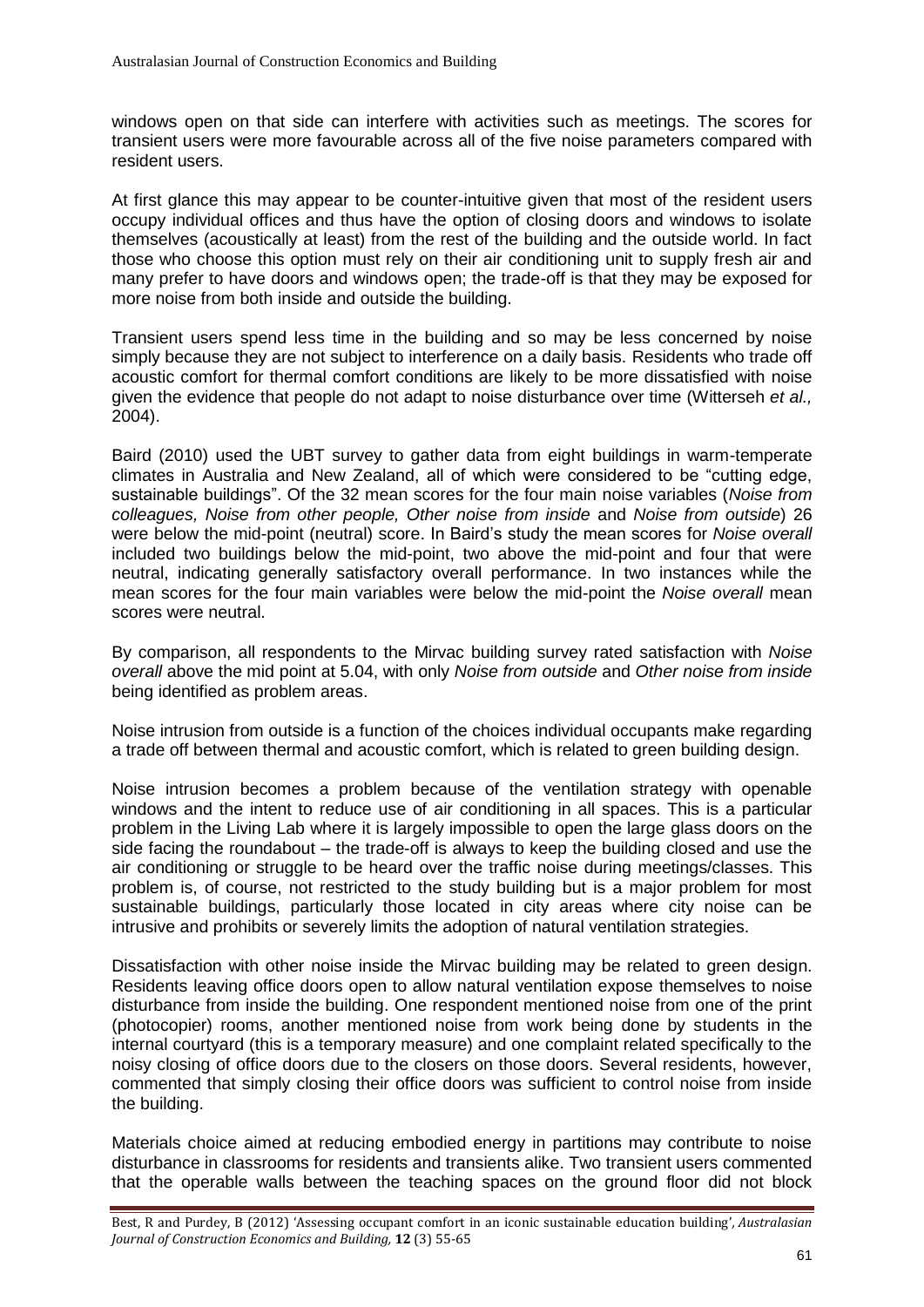windows open on that side can interfere with activities such as meetings. The scores for transient users were more favourable across all of the five noise parameters compared with resident users.

At first glance this may appear to be counter-intuitive given that most of the resident users occupy individual offices and thus have the option of closing doors and windows to isolate themselves (acoustically at least) from the rest of the building and the outside world. In fact those who choose this option must rely on their air conditioning unit to supply fresh air and many prefer to have doors and windows open; the trade-off is that they may be exposed for more noise from both inside and outside the building.

Transient users spend less time in the building and so may be less concerned by noise simply because they are not subject to interference on a daily basis. Residents who trade off acoustic comfort for thermal comfort conditions are likely to be more dissatisfied with noise given the evidence that people do not adapt to noise disturbance over time (Witterseh *et al.,* 2004).

Baird (2010) used the UBT survey to gather data from eight buildings in warm-temperate climates in Australia and New Zealand, all of which were considered to be "cutting edge, sustainable buildings". Of the 32 mean scores for the four main noise variables (*Noise from colleagues, Noise from other people, Other noise from inside* and *Noise from outside*) 26 were below the mid-point (neutral) score. In Baird's study the mean scores for *Noise overall* included two buildings below the mid-point, two above the mid-point and four that were neutral, indicating generally satisfactory overall performance. In two instances while the mean scores for the four main variables were below the mid-point the *Noise overall* mean scores were neutral.

By comparison, all respondents to the Mirvac building survey rated satisfaction with *Noise overall* above the mid point at 5.04, with only *Noise from outside* and *Other noise from inside* being identified as problem areas.

Noise intrusion from outside is a function of the choices individual occupants make regarding a trade off between thermal and acoustic comfort, which is related to green building design.

Noise intrusion becomes a problem because of the ventilation strategy with openable windows and the intent to reduce use of air conditioning in all spaces. This is a particular problem in the Living Lab where it is largely impossible to open the large glass doors on the side facing the roundabout – the trade-off is always to keep the building closed and use the air conditioning or struggle to be heard over the traffic noise during meetings/classes. This problem is, of course, not restricted to the study building but is a major problem for most sustainable buildings, particularly those located in city areas where city noise can be intrusive and prohibits or severely limits the adoption of natural ventilation strategies.

Dissatisfaction with other noise inside the Mirvac building may be related to green design. Residents leaving office doors open to allow natural ventilation expose themselves to noise disturbance from inside the building. One respondent mentioned noise from one of the print (photocopier) rooms, another mentioned noise from work being done by students in the internal courtyard (this is a temporary measure) and one complaint related specifically to the noisy closing of office doors due to the closers on those doors. Several residents, however, commented that simply closing their office doors was sufficient to control noise from inside the building.

Materials choice aimed at reducing embodied energy in partitions may contribute to noise disturbance in classrooms for residents and transients alike. Two transient users commented that the operable walls between the teaching spaces on the ground floor did not block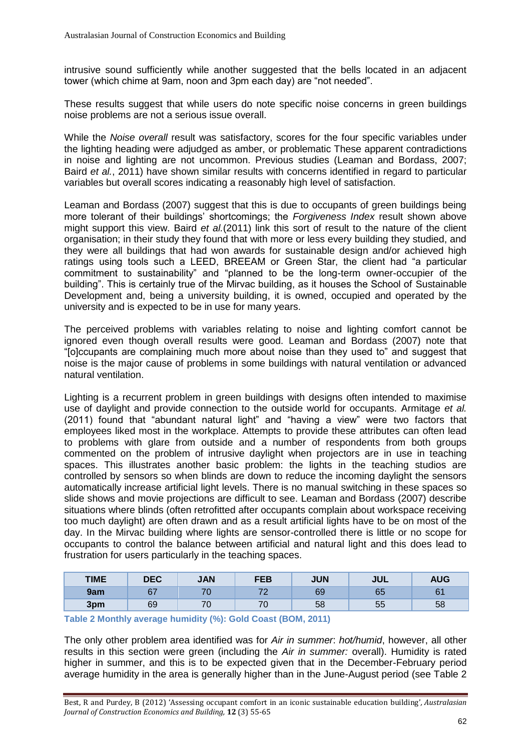intrusive sound sufficiently while another suggested that the bells located in an adjacent tower (which chime at 9am, noon and 3pm each day) are "not needed".

These results suggest that while users do note specific noise concerns in green buildings noise problems are not a serious issue overall.

While the *Noise overall* result was satisfactory, scores for the four specific variables under the lighting heading were adjudged as amber, or problematic These apparent contradictions in noise and lighting are not uncommon. Previous studies (Leaman and Bordass, 2007; Baird *et al.*, 2011) have shown similar results with concerns identified in regard to particular variables but overall scores indicating a reasonably high level of satisfaction.

Leaman and Bordass (2007) suggest that this is due to occupants of green buildings being more tolerant of their buildings' shortcomings; the *Forgiveness Index* result shown above might support this view. Baird *et al.*(2011) link this sort of result to the nature of the client organisation; in their study they found that with more or less every building they studied, and they were all buildings that had won awards for sustainable design and/or achieved high ratings using tools such a LEED, BREEAM or Green Star, the client had "a particular commitment to sustainability" and "planned to be the long-term owner-occupier of the building". This is certainly true of the Mirvac building, as it houses the School of Sustainable Development and, being a university building, it is owned, occupied and operated by the university and is expected to be in use for many years.

The perceived problems with variables relating to noise and lighting comfort cannot be ignored even though overall results were good. Leaman and Bordass (2007) note that "[o]ccupants are complaining much more about noise than they used to" and suggest that noise is the major cause of problems in some buildings with natural ventilation or advanced natural ventilation.

Lighting is a recurrent problem in green buildings with designs often intended to maximise use of daylight and provide connection to the outside world for occupants. Armitage *et al.* (2011) found that "abundant natural light" and "having a view" were two factors that employees liked most in the workplace. Attempts to provide these attributes can often lead to problems with glare from outside and a number of respondents from both groups commented on the problem of intrusive daylight when projectors are in use in teaching spaces. This illustrates another basic problem: the lights in the teaching studios are controlled by sensors so when blinds are down to reduce the incoming daylight the sensors automatically increase artificial light levels. There is no manual switching in these spaces so slide shows and movie projections are difficult to see. Leaman and Bordass (2007) describe situations where blinds (often retrofitted after occupants complain about workspace receiving too much daylight) are often drawn and as a result artificial lights have to be on most of the day. In the Mirvac building where lights are sensor-controlled there is little or no scope for occupants to control the balance between artificial and natural light and this does lead to frustration for users particularly in the teaching spaces.

| TIME | DEC | JAN | FEB | JUN | JUL | AUG |
|---|---|---|---|---|---|---|
| 9am | 67 | 70 | 72 | 69 | 65 | 61 |
| 3pm | 69 | 70 | 70 | 58 | 55 | 58 |

**Table 2 Monthly average humidity (%): Gold Coast (BOM, 2011)**

The only other problem area identified was for *Air in summer*: *hot/humid*, however, all other results in this section were green (including the *Air in summer:* overall). Humidity is rated higher in summer, and this is to be expected given that in the December-February period average humidity in the area is generally higher than in the June-August period (see Table 2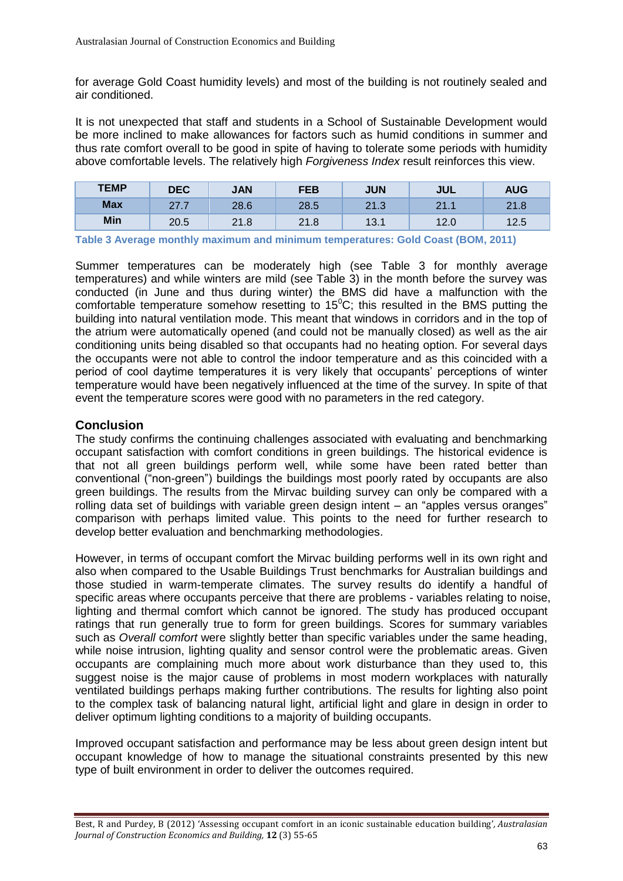for average Gold Coast humidity levels) and most of the building is not routinely sealed and air conditioned.

It is not unexpected that staff and students in a School of Sustainable Development would be more inclined to make allowances for factors such as humid conditions in summer and thus rate comfort overall to be good in spite of having to tolerate some periods with humidity above comfortable levels. The relatively high *Forgiveness Index* result reinforces this view.

| TEMP | DEC | JAN | FEB | JUN | JUL | AUG |
|---|---|---|---|---|---|---|
| **Max** | 27.7 | 28.6 | 28.5 | 21.3 | 21.1 | 21.8 |
| **Min** | 20.5 | 21.8 | 21.8 | 13.1 | 12.0 | 12.5 |

**Table 3 Average monthly maximum and minimum temperatures: Gold Coast (BOM, 2011)**

Summer temperatures can be moderately high (see Table 3 for monthly average temperatures) and while winters are mild (see Table 3) in the month before the survey was conducted (in June and thus during winter) the BMS did have a malfunction with the comfortable temperature somehow resetting to 15$^{0}$C; this resulted in the BMS putting the building into natural ventilation mode. This meant that windows in corridors and in the top of the atrium were automatically opened (and could not be manually closed) as well as the air conditioning units being disabled so that occupants had no heating option. For several days the occupants were not able to control the indoor temperature and as this coincided with a period of cool daytime temperatures it is very likely that occupants' perceptions of winter temperature would have been negatively influenced at the time of the survey. In spite of that event the temperature scores were good with no parameters in the red category.

## Conclusion

The study confirms the continuing challenges associated with evaluating and benchmarking occupant satisfaction with comfort conditions in green buildings. The historical evidence is that not all green buildings perform well, while some have been rated better than conventional ("non-green") buildings the buildings most poorly rated by occupants are also green buildings. The results from the Mirvac building survey can only be compared with a rolling data set of buildings with variable green design intent – an "apples versus oranges" comparison with perhaps limited value. This points to the need for further research to develop better evaluation and benchmarking methodologies.

However, in terms of occupant comfort the Mirvac building performs well in its own right and also when compared to the Usable Buildings Trust benchmarks for Australian buildings and those studied in warm-temperate climates. The survey results do identify a handful of specific areas where occupants perceive that there are problems - variables relating to noise, lighting and thermal comfort which cannot be ignored. The study has produced occupant ratings that run generally true to form for green buildings. Scores for summary variables such as *Overall comfort* were slightly better than specific variables under the same heading, while noise intrusion, lighting quality and sensor control were the problematic areas. Given occupants are complaining much more about work disturbance than they used to, this suggest noise is the major cause of problems in most modern workplaces with naturally ventilated buildings perhaps making further contributions. The results for lighting also point to the complex task of balancing natural light, artificial light and glare in design in order to deliver optimum lighting conditions to a majority of building occupants.

Improved occupant satisfaction and performance may be less about green design intent but occupant knowledge of how to manage the situational constraints presented by this new type of built environment in order to deliver the outcomes required.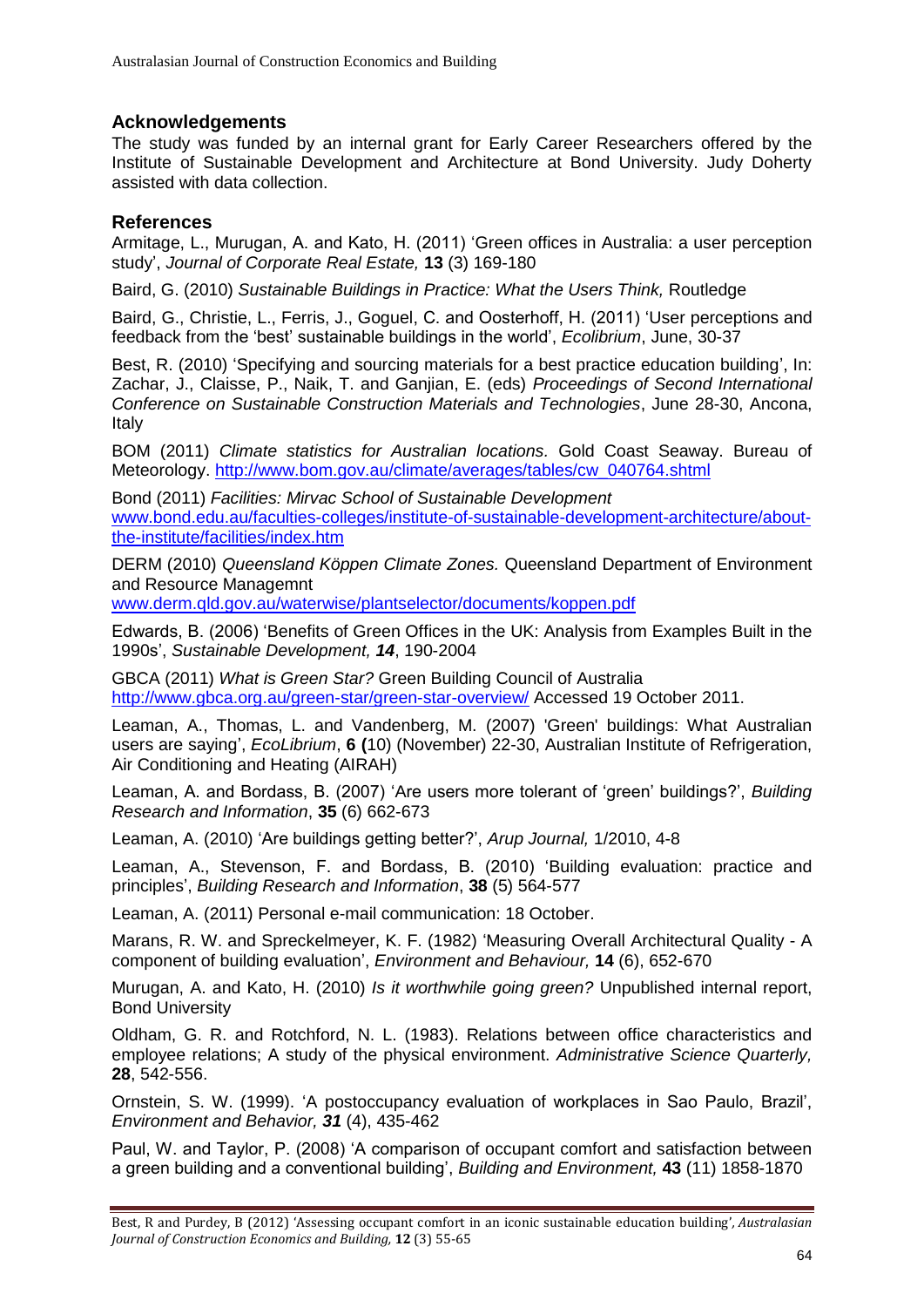## Acknowledgements

The study was funded by an internal grant for Early Career Researchers offered by the Institute of Sustainable Development and Architecture at Bond University. Judy Doherty assisted with data collection.

## References

Armitage, L., Murugan, A. and Kato, H. (2011) 'Green offices in Australia: a user perception study', *Journal of Corporate Real Estate,* **13** (3) 169-180

Baird, G. (2010) *Sustainable Buildings in Practice: What the Users Think,* Routledge

Baird, G., Christie, L., Ferris, J., Goguel, C. and Oosterhoff, H. (2011) 'User perceptions and feedback from the 'best' sustainable buildings in the world', *Ecolibrium*, June, 30-37

Best, R. (2010) 'Specifying and sourcing materials for a best practice education building', In: Zachar, J., Claisse, P., Naik, T. and Ganjian, E. (eds) *Proceedings of Second International Conference on Sustainable Construction Materials and Technologies*, June 28-30, Ancona, Italy

BOM (2011) *Climate statistics for Australian locations*. Gold Coast Seaway. Bureau of Meteorology. http://www.bom.gov.au/climate/averages/tables/cw_040764.shtml

Bond (2011) *Facilities: Mirvac School of Sustainable Development* www.bond.edu.au/faculties-colleges/institute-of-sustainable-development-architecture/about-the-institute/facilities/index.htm

DERM (2010) *Queensland Köppen Climate Zones.* Queensland Department of Environment and Resource Managemnt www.derm.qld.gov.au/waterwise/plantselector/documents/koppen.pdf

Edwards, B. (2006) 'Benefits of Green Offices in the UK: Analysis from Examples Built in the 1990s', *Sustainable Development, **14***, 190-2004

GBCA (2011) *What is Green Star?* Green Building Council of Australia http://www.gbca.org.au/green-star/green-star-overview/ Accessed 19 October 2011.

Leaman, A., Thomas, L. and Vandenberg, M. (2007) 'Green' buildings: What Australian users are saying', *EcoLibrium*, **6 (**10) (November) 22-30, Australian Institute of Refrigeration, Air Conditioning and Heating (AIRAH)

Leaman, A. and Bordass, B. (2007) 'Are users more tolerant of 'green' buildings?', *Building Research and Information*, **35** (6) 662-673

Leaman, A. (2010) 'Are buildings getting better?', *Arup Journal,* 1/2010, 4-8

Leaman, A., Stevenson, F. and Bordass, B. (2010) 'Building evaluation: practice and principles', *Building Research and Information*, **38** (5) 564-577

Leaman, A. (2011) Personal e-mail communication: 18 October.

Marans, R. W. and Spreckelmeyer, K. F. (1982) 'Measuring Overall Architectural Quality - A component of building evaluation', *Environment and Behaviour,* **14** (6), 652-670

Murugan, A. and Kato, H. (2010) *Is it worthwhile going green?* Unpublished internal report, Bond University

Oldham, G. R. and Rotchford, N. L. (1983). Relations between office characteristics and employee relations; A study of the physical environment. *Administrative Science Quarterly,* **28**, 542-556.

Ornstein, S. W. (1999). 'A postoccupancy evaluation of workplaces in Sao Paulo, Brazil', *Environment and Behavior, **31*** (4), 435-462

Paul, W. and Taylor, P. (2008) 'A comparison of occupant comfort and satisfaction between a green building and a conventional building', *Building and Environment,* **43** (11) 1858-1870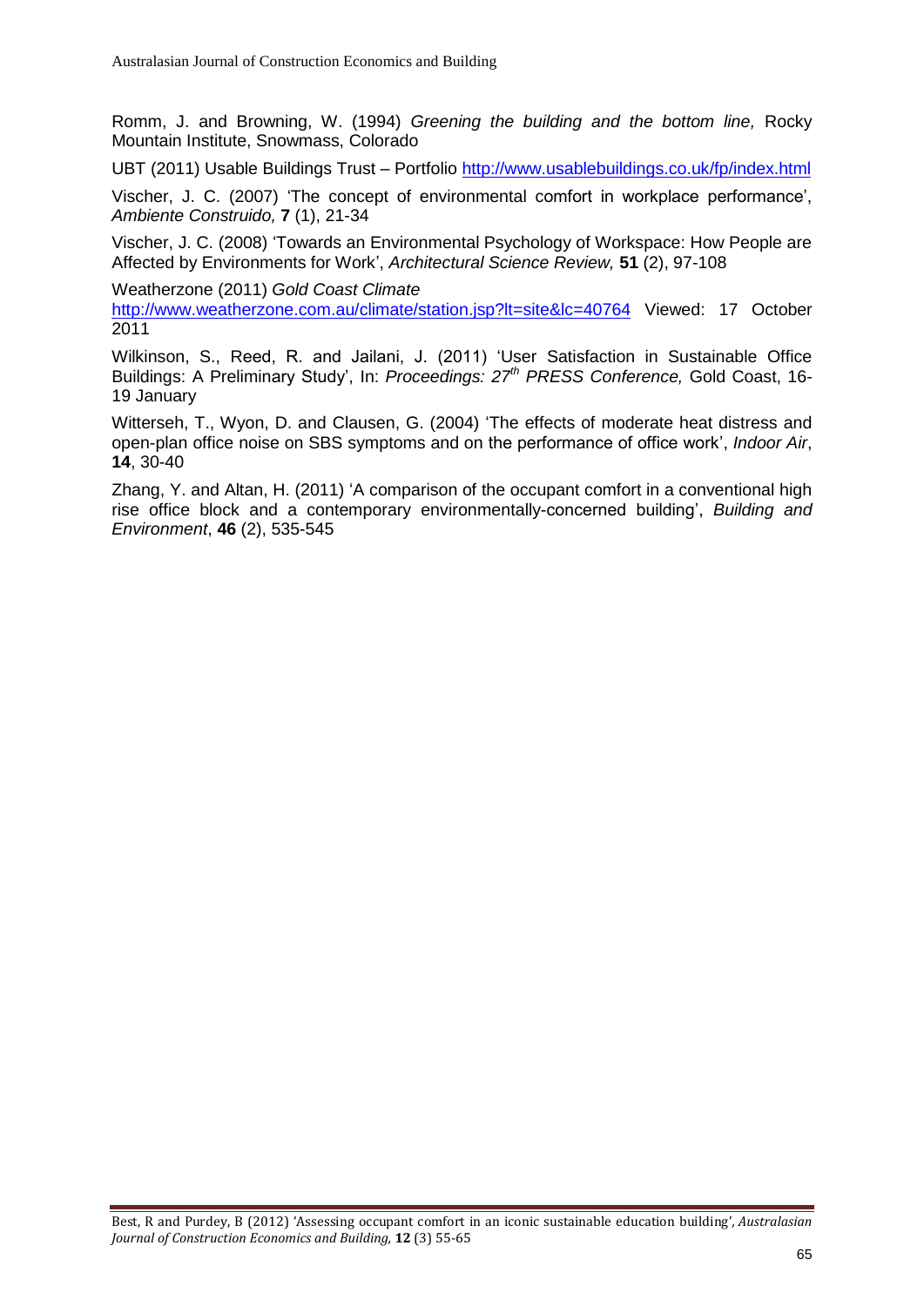Romm, J. and Browning, W. (1994) *Greening the building and the bottom line,* Rocky Mountain Institute, Snowmass, Colorado

UBT (2011) Usable Buildings Trust – Portfolio http://www.usablebuildings.co.uk/fp/index.html

Vischer, J. C. (2007) 'The concept of environmental comfort in workplace performance', *Ambiente Construido,* **7** (1), 21-34

Vischer, J. C. (2008) 'Towards an Environmental Psychology of Workspace: How People are Affected by Environments for Work', *Architectural Science Review,* **51** (2), 97-108

Weatherzone (2011) *Gold Coast Climate* http://www.weatherzone.com.au/climate/station.jsp?lt=site&lc=40764 Viewed: 17 October 2011

Wilkinson, S., Reed, R. and Jailani, J. (2011) 'User Satisfaction in Sustainable Office Buildings: A Preliminary Study', In: *Proceedings: 27th PRESS Conference,* Gold Coast, 16-19 January

Witterseh, T., Wyon, D. and Clausen, G. (2004) 'The effects of moderate heat distress and open-plan office noise on SBS symptoms and on the performance of office work', *Indoor Air*, **14**, 30-40

Zhang, Y. and Altan, H. (2011) 'A comparison of the occupant comfort in a conventional high rise office block and a contemporary environmentally-concerned building', *Building and Environment*, **46** (2), 535-545